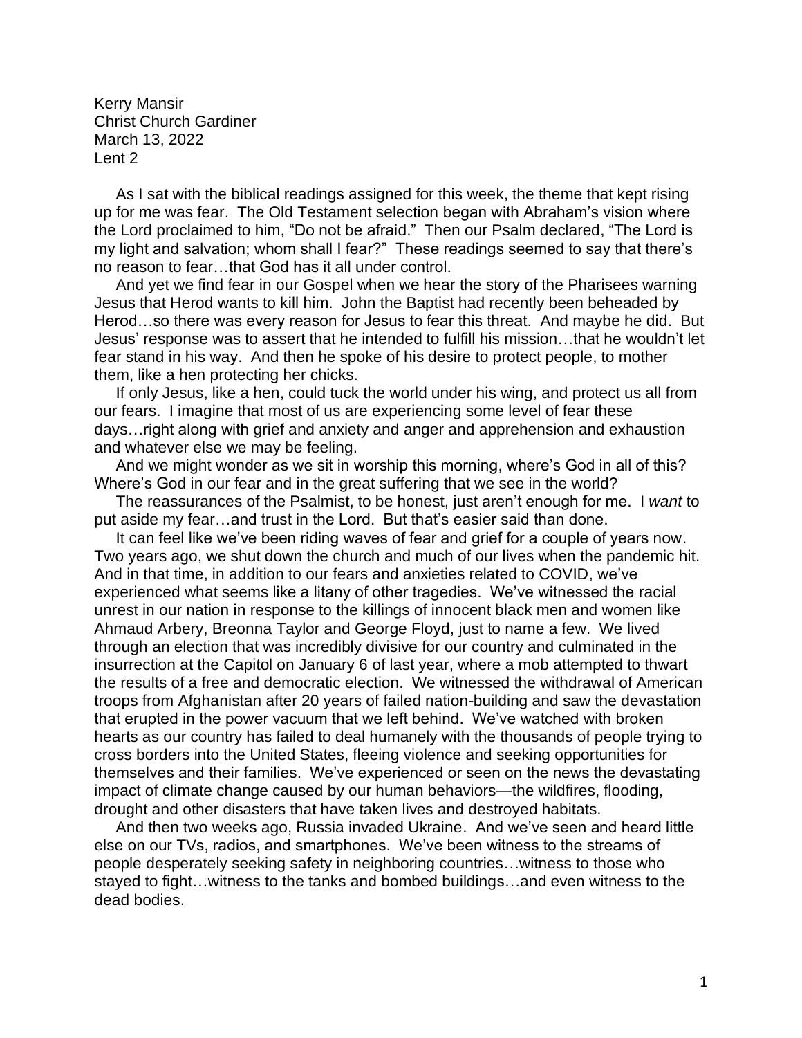Kerry Mansir
Christ Church Gardiner
March 13, 2022
Lent 2

As I sat with the biblical readings assigned for this week, the theme that kept rising up for me was fear. The Old Testament selection began with Abraham's vision where the Lord proclaimed to him, "Do not be afraid." Then our Psalm declared, "The Lord is my light and salvation; whom shall I fear?" These readings seemed to say that there's no reason to fear…that God has it all under control.

And yet we find fear in our Gospel when we hear the story of the Pharisees warning Jesus that Herod wants to kill him. John the Baptist had recently been beheaded by Herod…so there was every reason for Jesus to fear this threat. And maybe he did. But Jesus' response was to assert that he intended to fulfill his mission…that he wouldn't let fear stand in his way. And then he spoke of his desire to protect people, to mother them, like a hen protecting her chicks.

If only Jesus, like a hen, could tuck the world under his wing, and protect us all from our fears. I imagine that most of us are experiencing some level of fear these days…right along with grief and anxiety and anger and apprehension and exhaustion and whatever else we may be feeling.

And we might wonder as we sit in worship this morning, where's God in all of this? Where's God in our fear and in the great suffering that we see in the world?

The reassurances of the Psalmist, to be honest, just aren't enough for me. I *want* to put aside my fear…and trust in the Lord. But that's easier said than done.

It can feel like we've been riding waves of fear and grief for a couple of years now. Two years ago, we shut down the church and much of our lives when the pandemic hit. And in that time, in addition to our fears and anxieties related to COVID, we've experienced what seems like a litany of other tragedies. We've witnessed the racial unrest in our nation in response to the killings of innocent black men and women like Ahmaud Arbery, Breonna Taylor and George Floyd, just to name a few. We lived through an election that was incredibly divisive for our country and culminated in the insurrection at the Capitol on January 6 of last year, where a mob attempted to thwart the results of a free and democratic election. We witnessed the withdrawal of American troops from Afghanistan after 20 years of failed nation-building and saw the devastation that erupted in the power vacuum that we left behind. We've watched with broken hearts as our country has failed to deal humanely with the thousands of people trying to cross borders into the United States, fleeing violence and seeking opportunities for themselves and their families. We've experienced or seen on the news the devastating impact of climate change caused by our human behaviors—the wildfires, flooding, drought and other disasters that have taken lives and destroyed habitats.

And then two weeks ago, Russia invaded Ukraine. And we've seen and heard little else on our TVs, radios, and smartphones. We've been witness to the streams of people desperately seeking safety in neighboring countries…witness to those who stayed to fight…witness to the tanks and bombed buildings…and even witness to the dead bodies.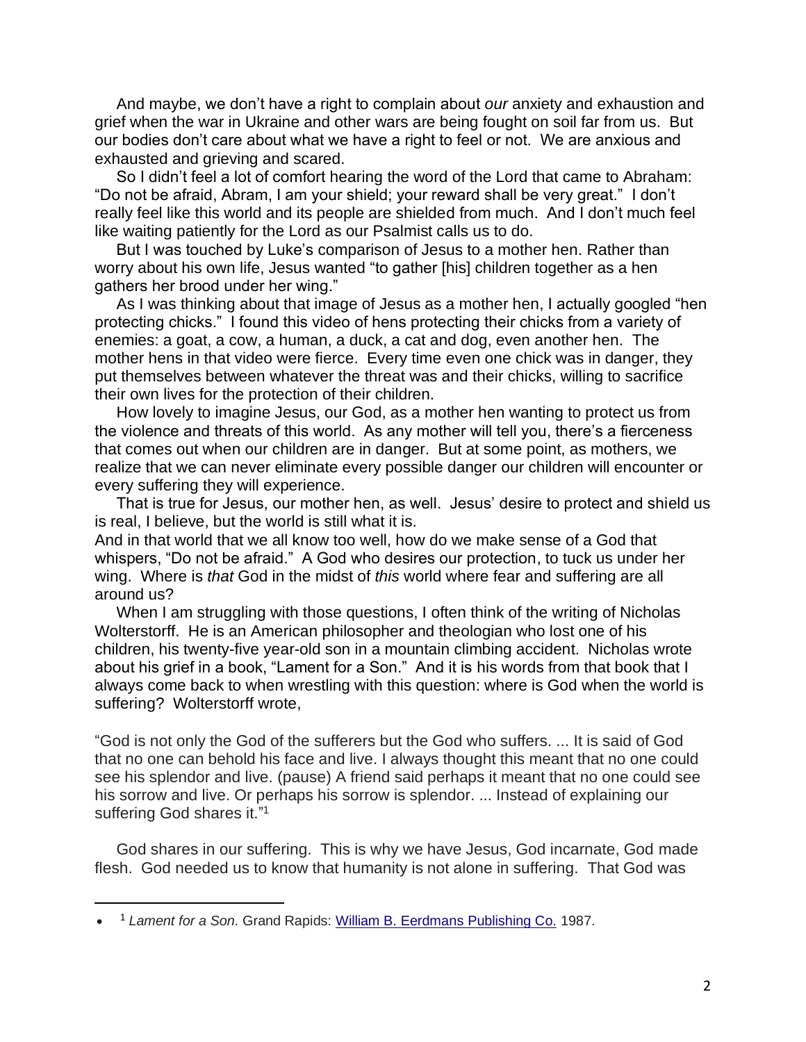And maybe, we don't have a right to complain about *our* anxiety and exhaustion and grief when the war in Ukraine and other wars are being fought on soil far from us. But our bodies don't care about what we have a right to feel or not. We are anxious and exhausted and grieving and scared.

So I didn't feel a lot of comfort hearing the word of the Lord that came to Abraham: "Do not be afraid, Abram, I am your shield; your reward shall be very great." I don't really feel like this world and its people are shielded from much. And I don't much feel like waiting patiently for the Lord as our Psalmist calls us to do.

But I was touched by Luke's comparison of Jesus to a mother hen. Rather than worry about his own life, Jesus wanted "to gather [his] children together as a hen gathers her brood under her wing."

As I was thinking about that image of Jesus as a mother hen, I actually googled "hen protecting chicks." I found this video of hens protecting their chicks from a variety of enemies: a goat, a cow, a human, a duck, a cat and dog, even another hen. The mother hens in that video were fierce. Every time even one chick was in danger, they put themselves between whatever the threat was and their chicks, willing to sacrifice their own lives for the protection of their children.

How lovely to imagine Jesus, our God, as a mother hen wanting to protect us from the violence and threats of this world. As any mother will tell you, there's a fierceness that comes out when our children are in danger. But at some point, as mothers, we realize that we can never eliminate every possible danger our children will encounter or every suffering they will experience.

That is true for Jesus, our mother hen, as well. Jesus' desire to protect and shield us is real, I believe, but the world is still what it is.

And in that world that we all know too well, how do we make sense of a God that whispers, "Do not be afraid." A God who desires our protection, to tuck us under her wing. Where is *that* God in the midst of *this* world where fear and suffering are all around us?

When I am struggling with those questions, I often think of the writing of Nicholas Wolterstorff. He is an American philosopher and theologian who lost one of his children, his twenty-five year-old son in a mountain climbing accident. Nicholas wrote about his grief in a book, "Lament for a Son." And it is his words from that book that I always come back to when wrestling with this question: where is God when the world is suffering? Wolterstorff wrote,

"God is not only the God of the sufferers but the God who suffers. ... It is said of God that no one can behold his face and live. I always thought this meant that no one could see his splendor and live. (pause) A friend said perhaps it meant that no one could see his sorrow and live. Or perhaps his sorrow is splendor. ... Instead of explaining our suffering God shares it."[1]

God shares in our suffering. This is why we have Jesus, God incarnate, God made flesh. God needed us to know that humanity is not alone in suffering. That God was

- [1] *Lament for a Son*. Grand Rapids: William B. Eerdmans Publishing Co. 1987.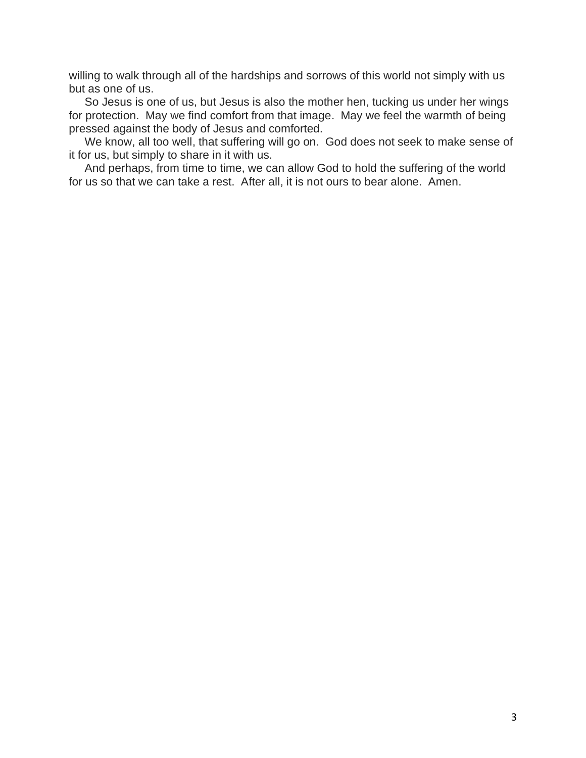willing to walk through all of the hardships and sorrows of this world not simply with us but as one of us.

So Jesus is one of us, but Jesus is also the mother hen, tucking us under her wings for protection. May we find comfort from that image. May we feel the warmth of being pressed against the body of Jesus and comforted.

We know, all too well, that suffering will go on. God does not seek to make sense of it for us, but simply to share in it with us.

And perhaps, from time to time, we can allow God to hold the suffering of the world for us so that we can take a rest. After all, it is not ours to bear alone. Amen.